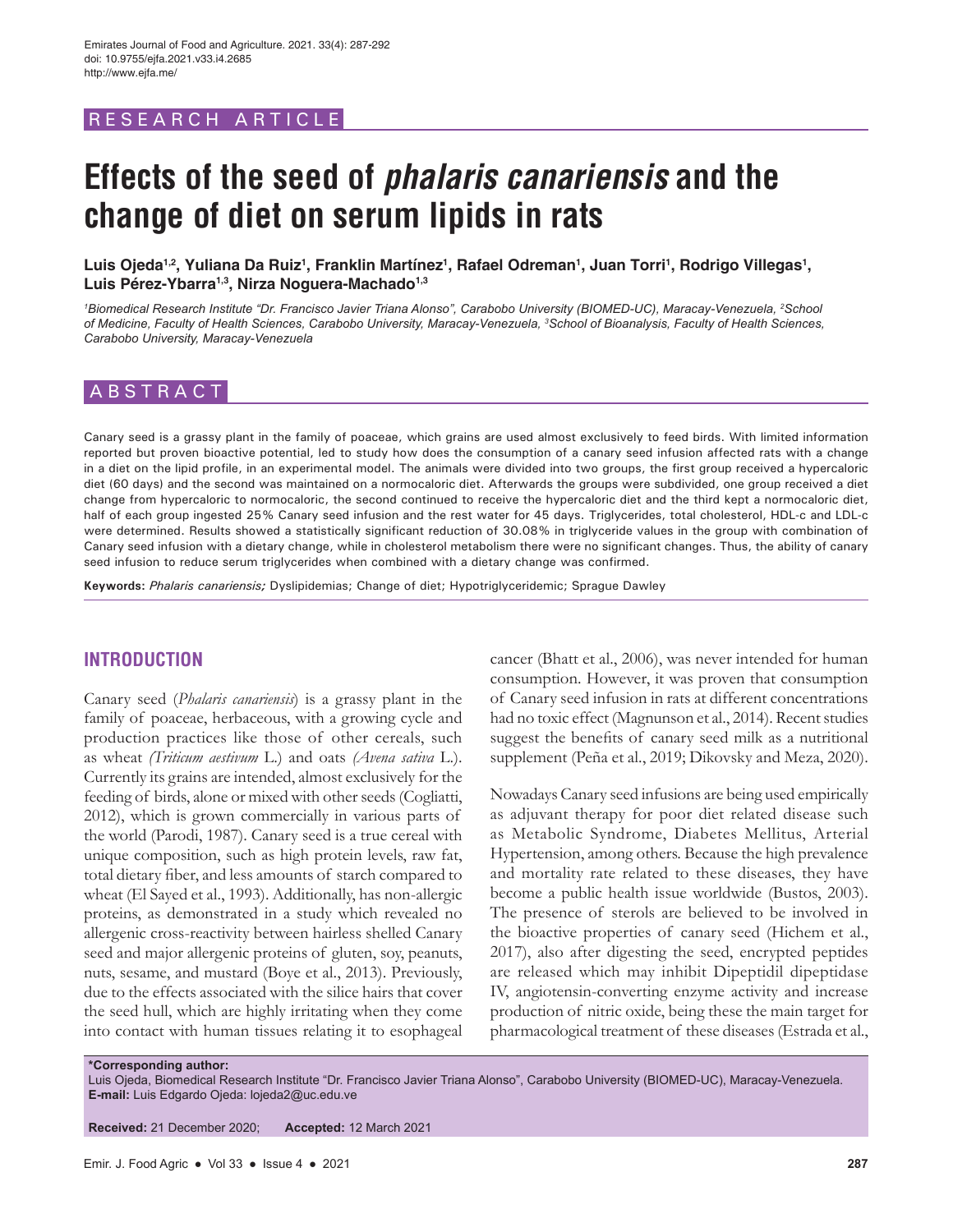RESEARCH ARTICLE

# Effects of the seed of *phalaris canariensis* and the change of diet on serum lipids in rats

**Luis Ojeda[1,2], Yuliana Da Ruiz[1], Franklin Martínez[1], Rafael Odreman[1], Juan Torri[1], Rodrigo Villegas[1], Luis Pérez-Ybarra[1,3], Nirza Noguera-Machado[1,3]**

*[1]Biomedical Research Institute "Dr. Francisco Javier Triana Alonso", Carabobo University (BIOMED-UC), Maracay-Venezuela, [2]School of Medicine, Faculty of Health Sciences, Carabobo University, Maracay-Venezuela, [3]School of Bioanalysis, Faculty of Health Sciences, Carabobo University, Maracay-Venezuela*

## ABSTRACT

Canary seed is a grassy plant in the family of poaceae, which grains are used almost exclusively to feed birds. With limited information reported but proven bioactive potential, led to study how does the consumption of a canary seed infusion affected rats with a change in a diet on the lipid profile, in an experimental model. The animals were divided into two groups, the first group received a hypercaloric diet (60 days) and the second was maintained on a normocaloric diet. Afterwards the groups were subdivided, one group received a diet change from hypercaloric to normocaloric, the second continued to receive the hypercaloric diet and the third kept a normocaloric diet, half of each group ingested 25% Canary seed infusion and the rest water for 45 days. Triglycerides, total cholesterol, HDL-c and LDL-c were determined. Results showed a statistically significant reduction of 30.08% in triglyceride values in the group with combination of Canary seed infusion with a dietary change, while in cholesterol metabolism there were no significant changes. Thus, the ability of canary seed infusion to reduce serum triglycerides when combined with a dietary change was confirmed.

**Keywords:** *Phalaris canariensis;* Dyslipidemias; Change of diet; Hypotriglyceridemic; Sprague Dawley

## INTRODUCTION

Canary seed (*Phalaris canariensis*) is a grassy plant in the family of poaceae, herbaceous, with a growing cycle and production practices like those of other cereals, such as wheat *(Triticum aestivum* L.) and oats *(Avena sativa* L.). Currently its grains are intended, almost exclusively for the feeding of birds, alone or mixed with other seeds (Cogliatti, 2012), which is grown commercially in various parts of the world (Parodi, 1987). Canary seed is a true cereal with unique composition, such as high protein levels, raw fat, total dietary fiber, and less amounts of starch compared to wheat (El Sayed et al., 1993). Additionally, has non-allergic proteins, as demonstrated in a study which revealed no allergenic cross-reactivity between hairless shelled Canary seed and major allergenic proteins of gluten, soy, peanuts, nuts, sesame, and mustard (Boye et al., 2013). Previously, due to the effects associated with the silice hairs that cover the seed hull, which are highly irritating when they come into contact with human tissues relating it to esophageal cancer (Bhatt et al., 2006), was never intended for human consumption. However, it was proven that consumption of Canary seed infusion in rats at different concentrations had no toxic effect (Magnunson et al., 2014). Recent studies suggest the benefits of canary seed milk as a nutritional supplement (Peña et al., 2019; Dikovsky and Meza, 2020).

Nowadays Canary seed infusions are being used empirically as adjuvant therapy for poor diet related disease such as Metabolic Syndrome, Diabetes Mellitus, Arterial Hypertension, among others. Because the high prevalence and mortality rate related to these diseases, they have become a public health issue worldwide (Bustos, 2003). The presence of sterols are believed to be involved in the bioactive properties of canary seed (Hichem et al., 2017), also after digesting the seed, encrypted peptides are released which may inhibit Dipeptidil dipeptidase IV, angiotensin-converting enzyme activity and increase production of nitric oxide, being these the main target for pharmacological treatment of these diseases (Estrada et al.,

**\*Corresponding author:**
Luis Ojeda, Biomedical Research Institute "Dr. Francisco Javier Triana Alonso", Carabobo University (BIOMED-UC), Maracay-Venezuela.
**E-mail:** Luis Edgardo Ojeda: lojeda2@uc.edu.ve

**Received:** 21 December 2020; **Accepted:** 12 March 2021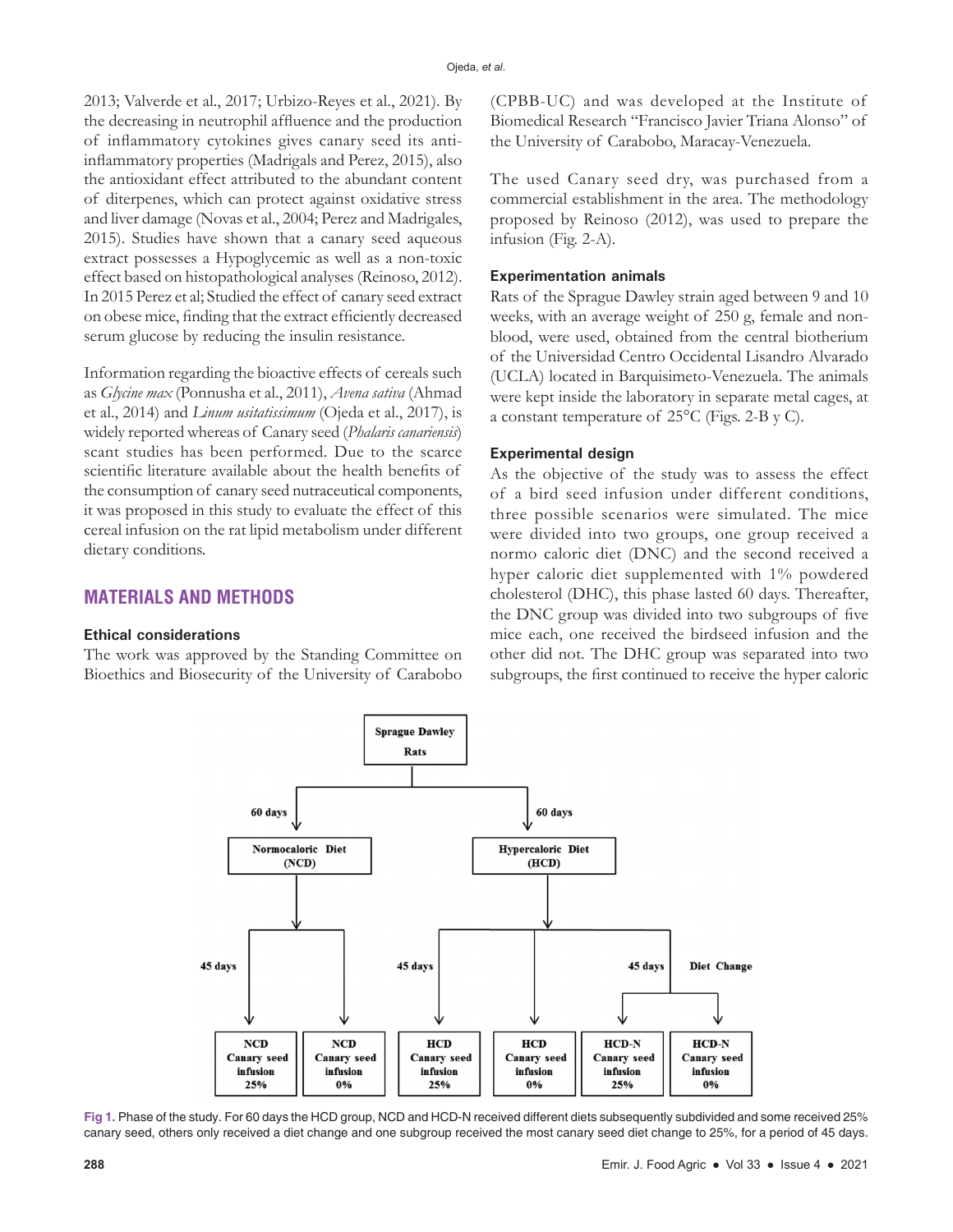2013; Valverde et al., 2017; Urbizo-Reyes et al., 2021). By the decreasing in neutrophil affluence and the production of inflammatory cytokines gives canary seed its anti-inflammatory properties (Madrigals and Perez, 2015), also the antioxidant effect attributed to the abundant content of diterpenes, which can protect against oxidative stress and liver damage (Novas et al., 2004; Perez and Madrigales, 2015). Studies have shown that a canary seed aqueous extract possesses a Hypoglycemic as well as a non-toxic effect based on histopathological analyses (Reinoso, 2012). In 2015 Perez et al; Studied the effect of canary seed extract on obese mice, finding that the extract efficiently decreased serum glucose by reducing the insulin resistance.

Information regarding the bioactive effects of cereals such as *Glycine max* (Ponnusha et al., 2011), *Avena sativa* (Ahmad et al., 2014) and *Linum usitatissimum* (Ojeda et al., 2017), is widely reported whereas of Canary seed (*Phalaris canariensis*) scant studies has been performed. Due to the scarce scientific literature available about the health benefits of the consumption of canary seed nutraceutical components, it was proposed in this study to evaluate the effect of this cereal infusion on the rat lipid metabolism under different dietary conditions.

## MATERIALS AND METHODS

### Ethical considerations

The work was approved by the Standing Committee on Bioethics and Biosecurity of the University of Carabobo (CPBB-UC) and was developed at the Institute of Biomedical Research "Francisco Javier Triana Alonso" of the University of Carabobo, Maracay-Venezuela.

The used Canary seed dry, was purchased from a commercial establishment in the area. The methodology proposed by Reinoso (2012), was used to prepare the infusion (Fig. 2-A).

### Experimentation animals

Rats of the Sprague Dawley strain aged between 9 and 10 weeks, with an average weight of 250 g, female and non-blood, were used, obtained from the central biotherium of the Universidad Centro Occidental Lisandro Alvarado (UCLA) located in Barquisimeto-Venezuela. The animals were kept inside the laboratory in separate metal cages, at a constant temperature of 25°C (Figs. 2-B y C).

### Experimental design

As the objective of the study was to assess the effect of a bird seed infusion under different conditions, three possible scenarios were simulated. The mice were divided into two groups, one group received a normo caloric diet (DNC) and the second received a hyper caloric diet supplemented with 1% powdered cholesterol (DHC), this phase lasted 60 days. Thereafter, the DNC group was divided into two subgroups of five mice each, one received the birdseed infusion and the other did not. The DHC group was separated into two subgroups, the first continued to receive the hyper caloric

Sprague Dawley Rats

60 days → Normocaloric Diet (NCD); 60 days → Hypercaloric Diet (HCD)

45 days: NCD Canary seed infusion 25% | NCD Canary seed infusion 0%

45 days: HCD Canary seed infusion 25% | HCD Canary seed infusion 0%

45 days, Diet Change: HCD-N Canary seed infusion 25% | HCD-N Canary seed infusion 0%

**Fig 1.** Phase of the study. For 60 days the HCD group, NCD and HCD-N received different diets subsequently subdivided and some received 25% canary seed, others only received a diet change and one subgroup received the most canary seed diet change to 25%, for a period of 45 days.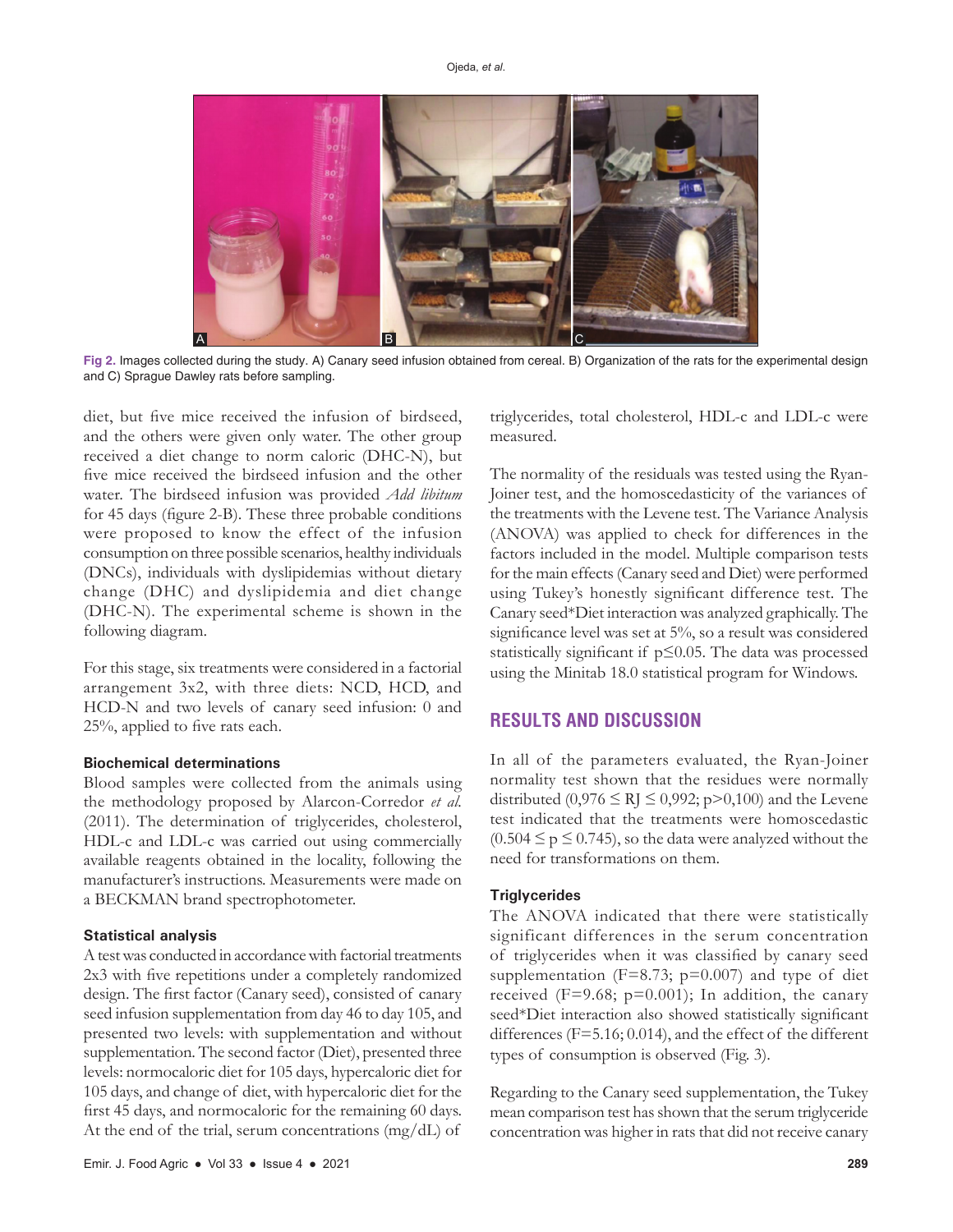Fig 2. Images collected during the study. A) Canary seed infusion obtained from cereal. B) Organization of the rats for the experimental design and C) Sprague Dawley rats before sampling.

diet, but five mice received the infusion of birdseed, and the others were given only water. The other group received a diet change to norm caloric (DHC-N), but five mice received the birdseed infusion and the other water. The birdseed infusion was provided *Add libitum* for 45 days (figure 2-B). These three probable conditions were proposed to know the effect of the infusion consumption on three possible scenarios, healthy individuals (DNCs), individuals with dyslipidemias without dietary change (DHC) and dyslipidemia and diet change (DHC-N). The experimental scheme is shown in the following diagram.

For this stage, six treatments were considered in a factorial arrangement 3x2, with three diets: NCD, HCD, and HCD-N and two levels of canary seed infusion: 0 and 25%, applied to five rats each.

### Biochemical determinations

Blood samples were collected from the animals using the methodology proposed by Alarcon-Corredor *et al.* (2011). The determination of triglycerides, cholesterol, HDL-c and LDL-c was carried out using commercially available reagents obtained in the locality, following the manufacturer's instructions. Measurements were made on a BECKMAN brand spectrophotometer.

### Statistical analysis

A test was conducted in accordance with factorial treatments 2x3 with five repetitions under a completely randomized design. The first factor (Canary seed), consisted of canary seed infusion supplementation from day 46 to day 105, and presented two levels: with supplementation and without supplementation. The second factor (Diet), presented three levels: normocaloric diet for 105 days, hypercaloric diet for 105 days, and change of diet, with hypercaloric diet for the first 45 days, and normocaloric for the remaining 60 days. At the end of the trial, serum concentrations (mg/dL) of triglycerides, total cholesterol, HDL-c and LDL-c were measured.

The normality of the residuals was tested using the Ryan-Joiner test, and the homoscedasticity of the variances of the treatments with the Levene test. The Variance Analysis (ANOVA) was applied to check for differences in the factors included in the model. Multiple comparison tests for the main effects (Canary seed and Diet) were performed using Tukey's honestly significant difference test. The Canary seed*Diet interaction was analyzed graphically. The significance level was set at 5%, so a result was considered statistically significant if $p \leq 0.05$. The data was processed using the Minitab 18.0 statistical program for Windows.

## RESULTS AND DISCUSSION

In all of the parameters evaluated, the Ryan-Joiner normality test shown that the residues were normally distributed ($0{,}976 \leq RJ \leq 0{,}992$; $p>0{,}100$) and the Levene test indicated that the treatments were homoscedastic ($0.504 \leq p \leq 0.745$), so the data were analyzed without the need for transformations on them.

### Triglycerides

The ANOVA indicated that there were statistically significant differences in the serum concentration of triglycerides when it was classified by canary seed supplementation ($F=8.73$; $p=0.007$) and type of diet received ($F=9.68$; $p=0.001$); In addition, the canary seed*Diet interaction also showed statistically significant differences ($F=5.16$; 0.014), and the effect of the different types of consumption is observed (Fig. 3).

Regarding to the Canary seed supplementation, the Tukey mean comparison test has shown that the serum triglyceride concentration was higher in rats that did not receive canary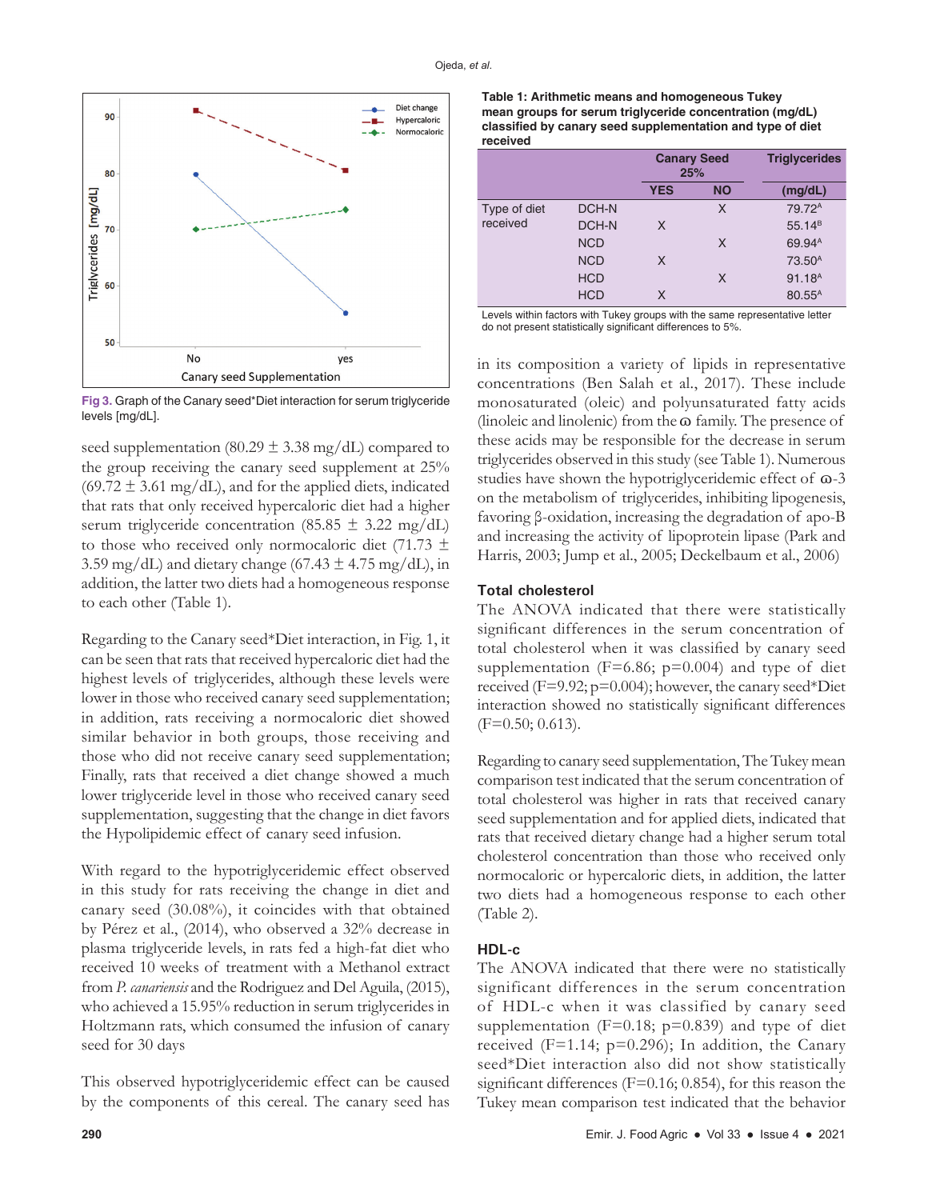Fig 3. Graph of the Canary seed*Diet interaction for serum triglyceride levels [mg/dL].

seed supplementation (80.29 ± 3.38 mg/dL) compared to the group receiving the canary seed supplement at 25% (69.72 ± 3.61 mg/dL), and for the applied diets, indicated that rats that only received hypercaloric diet had a higher serum triglyceride concentration (85.85 ± 3.22 mg/dL) to those who received only normocaloric diet (71.73 ± 3.59 mg/dL) and dietary change (67.43 ± 4.75 mg/dL), in addition, the latter two diets had a homogeneous response to each other (Table 1).

Regarding to the Canary seed*Diet interaction, in Fig. 1, it can be seen that rats that received hypercaloric diet had the highest levels of triglycerides, although these levels were lower in those who received canary seed supplementation; in addition, rats receiving a normocaloric diet showed similar behavior in both groups, those receiving and those who did not receive canary seed supplementation; Finally, rats that received a diet change showed a much lower triglyceride level in those who received canary seed supplementation, suggesting that the change in diet favors the Hypolipidemic effect of canary seed infusion.

With regard to the hypotriglyceridemic effect observed in this study for rats receiving the change in diet and canary seed (30.08%), it coincides with that obtained by Pérez et al., (2014), who observed a 32% decrease in plasma triglyceride levels, in rats fed a high-fat diet who received 10 weeks of treatment with a Methanol extract from *P. canariensis* and the Rodriguez and Del Aguila, (2015), who achieved a 15.95% reduction in serum triglycerides in Holtzmann rats, which consumed the infusion of canary seed for 30 days

This observed hypotriglyceridemic effect can be caused by the components of this cereal. The canary seed has

**Table 1: Arithmetic means and homogeneous Tukey mean groups for serum triglyceride concentration (mg/dL) classified by canary seed supplementation and type of diet received**

| | | Canary Seed 25% | | Triglycerides |
|---|---|---|---|---|
| | | YES | NO | (mg/dL) |
| Type of diet received | DCH-N | | X | 79.72[A] |
| | DCH-N | X | | 55.14[B] |
| | NCD | | X | 69.94[A] |
| | NCD | X | | 73.50[A] |
| | HCD | | X | 91.18[A] |
| | HCD | X | | 80.55[A] |

Levels within factors with Tukey groups with the same representative letter do not present statistically significant differences to 5%.

in its composition a variety of lipids in representative concentrations (Ben Salah et al., 2017). These include monosaturated (oleic) and polyunsaturated fatty acids (linoleic and linolenic) from the ω family. The presence of these acids may be responsible for the decrease in serum triglycerides observed in this study (see Table 1). Numerous studies have shown the hypotriglyceridemic effect of ω-3 on the metabolism of triglycerides, inhibiting lipogenesis, favoring β-oxidation, increasing the degradation of apo-B and increasing the activity of lipoprotein lipase (Park and Harris, 2003; Jump et al., 2005; Deckelbaum et al., 2006)

### Total cholesterol

The ANOVA indicated that there were statistically significant differences in the serum concentration of total cholesterol when it was classified by canary seed supplementation ($F=6.86$; $p=0.004$) and type of diet received ($F=9.92$; $p=0.004$); however, the canary seed*Diet interaction showed no statistically significant differences ($F=0.50$; 0.613).

Regarding to canary seed supplementation, The Tukey mean comparison test indicated that the serum concentration of total cholesterol was higher in rats that received canary seed supplementation and for applied diets, indicated that rats that received dietary change had a higher serum total cholesterol concentration than those who received only normocaloric or hypercaloric diets, in addition, the latter two diets had a homogeneous response to each other (Table 2).

### HDL-c

The ANOVA indicated that there were no statistically significant differences in the serum concentration of HDL-c when it was classified by canary seed supplementation ($F=0.18$; $p=0.839$) and type of diet received ($F=1.14$; $p=0.296$); In addition, the Canary seed*Diet interaction also did not show statistically significant differences ($F=0.16$; 0.854), for this reason the Tukey mean comparison test indicated that the behavior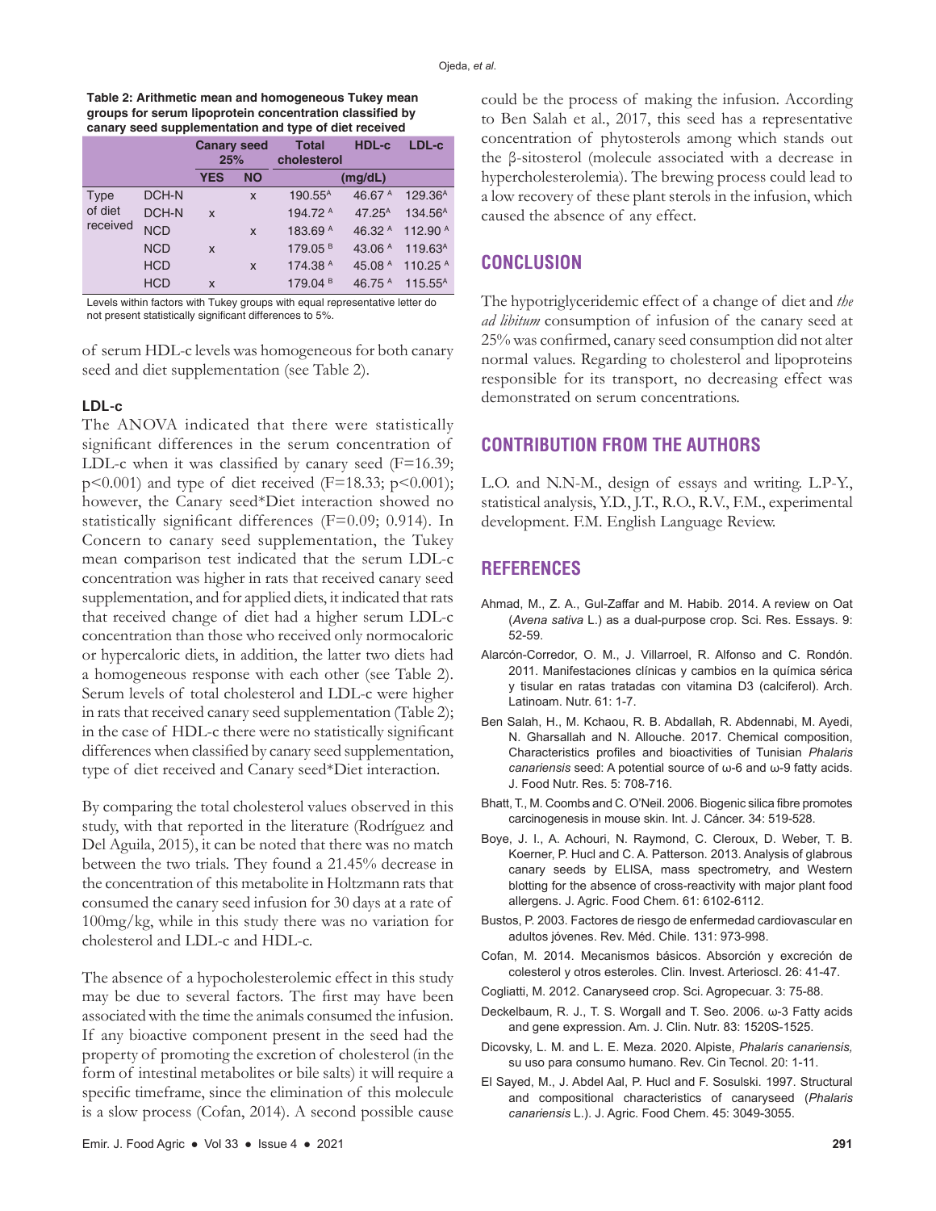**Table 2: Arithmetic mean and homogeneous Tukey mean groups for serum lipoprotein concentration classified by canary seed supplementation and type of diet received**

| | | Canary seed 25% | | Total cholesterol | HDL-c | LDL-c |
|---|---|---|---|---|---|---|
| | | YES | NO | (mg/dL) | | |
| Type of diet received | DCH-N | | x | 190.55[A] | 46.67 [A] | 129.36[A] |
| | DCH-N | x | | 194.72 [A] | 47.25[A] | 134.56[A] |
| | NCD | | x | 183.69 [A] | 46.32 [A] | 112.90 [A] |
| | NCD | x | | 179.05 [B] | 43.06 [A] | 119.63[A] |
| | HCD | | x | 174.38 [A] | 45.08 [A] | 110.25 [A] |
| | HCD | x | | 179.04 [B] | 46.75 [A] | 115.55[A] |

Levels within factors with Tukey groups with equal representative letter do not present statistically significant differences to 5%.

of serum HDL-c levels was homogeneous for both canary seed and diet supplementation (see Table 2).

### LDL-c

The ANOVA indicated that there were statistically significant differences in the serum concentration of LDL-c when it was classified by canary seed ($F=16.39$; $p<0.001$) and type of diet received ($F=18.33$; $p<0.001$); however, the Canary seed*Diet interaction showed no statistically significant differences ($F=0.09$; 0.914). In Concern to canary seed supplementation, the Tukey mean comparison test indicated that the serum LDL-c concentration was higher in rats that received canary seed supplementation, and for applied diets, it indicated that rats that received change of diet had a higher serum LDL-c concentration than those who received only normocaloric or hypercaloric diets, in addition, the latter two diets had a homogeneous response with each other (see Table 2). Serum levels of total cholesterol and LDL-c were higher in rats that received canary seed supplementation (Table 2); in the case of HDL-c there were no statistically significant differences when classified by canary seed supplementation, type of diet received and Canary seed*Diet interaction.

By comparing the total cholesterol values observed in this study, with that reported in the literature (Rodríguez and Del Aguila, 2015), it can be noted that there was no match between the two trials. They found a 21.45% decrease in the concentration of this metabolite in Holtzmann rats that consumed the canary seed infusion for 30 days at a rate of 100mg/kg, while in this study there was no variation for cholesterol and LDL-c and HDL-c.

The absence of a hypocholesterolemic effect in this study may be due to several factors. The first may have been associated with the time the animals consumed the infusion. If any bioactive component present in the seed had the property of promoting the excretion of cholesterol (in the form of intestinal metabolites or bile salts) it will require a specific timeframe, since the elimination of this molecule is a slow process (Cofan, 2014). A second possible cause could be the process of making the infusion. According to Ben Salah et al., 2017, this seed has a representative concentration of phytosterols among which stands out the β-sitosterol (molecule associated with a decrease in hypercholesterolemia). The brewing process could lead to a low recovery of these plant sterols in the infusion, which caused the absence of any effect.

## CONCLUSION

The hypotriglyceridemic effect of a change of diet and *the ad libitum* consumption of infusion of the canary seed at 25% was confirmed, canary seed consumption did not alter normal values. Regarding to cholesterol and lipoproteins responsible for its transport, no decreasing effect was demonstrated on serum concentrations.

## CONTRIBUTION FROM THE AUTHORS

L.O. and N.N-M., design of essays and writing. L.P-Y., statistical analysis, Y.D., J.T., R.O., R.V., F.M., experimental development. F.M. English Language Review.

## REFERENCES

Ahmad, M., Z. A., Gul-Zaffar and M. Habib. 2014. A review on Oat (*Avena sativa* L.) as a dual-purpose crop. Sci. Res. Essays. 9: 52-59.

Alarcón-Corredor, O. M., J. Villarroel, R. Alfonso and C. Rondón. 2011. Manifestaciones clínicas y cambios en la química sérica y tisular en ratas tratadas con vitamina D3 (calciferol). Arch. Latinoam. Nutr. 61: 1-7.

Ben Salah, H., M. Kchaou, R. B. Abdallah, R. Abdennabi, M. Ayedi, N. Gharsallah and N. Allouche. 2017. Chemical composition, Characteristics profiles and bioactivities of Tunisian *Phalaris canariensis* seed: A potential source of ω-6 and ω-9 fatty acids. J. Food Nutr. Res. 5: 708-716.

Bhatt, T., M. Coombs and C. O'Neil. 2006. Biogenic silica fibre promotes carcinogenesis in mouse skin. Int. J. Cáncer. 34: 519-528.

Boye, J. I., A. Achouri, N. Raymond, C. Cleroux, D. Weber, T. B. Koerner, P. Hucl and C. A. Patterson. 2013. Analysis of glabrous canary seeds by ELISA, mass spectrometry, and Western blotting for the absence of cross-reactivity with major plant food allergens. J. Agric. Food Chem. 61: 6102-6112.

Bustos, P. 2003. Factores de riesgo de enfermedad cardiovascular en adultos jóvenes. Rev. Méd. Chile. 131: 973-998.

Cofan, M. 2014. Mecanismos básicos. Absorción y excreción de colesterol y otros esteroles. Clin. Invest. Arterioscl. 26: 41-47.

Cogliatti, M. 2012. Canaryseed crop. Sci. Agropecuar. 3: 75-88.

Deckelbaum, R. J., T. S. Worgall and T. Seo. 2006. ω-3 Fatty acids and gene expression. Am. J. Clin. Nutr. 83: 1520S-1525.

Dicovsky, L. M. and L. E. Meza. 2020. Alpiste, *Phalaris canariensis*, su uso para consumo humano. Rev. Cin Tecnol. 20: 1-11.

El Sayed, M., J. Abdel Aal, P. Hucl and F. Sosulski. 1997. Structural and compositional characteristics of canaryseed (*Phalaris canariensis* L.). J. Agric. Food Chem. 45: 3049-3055.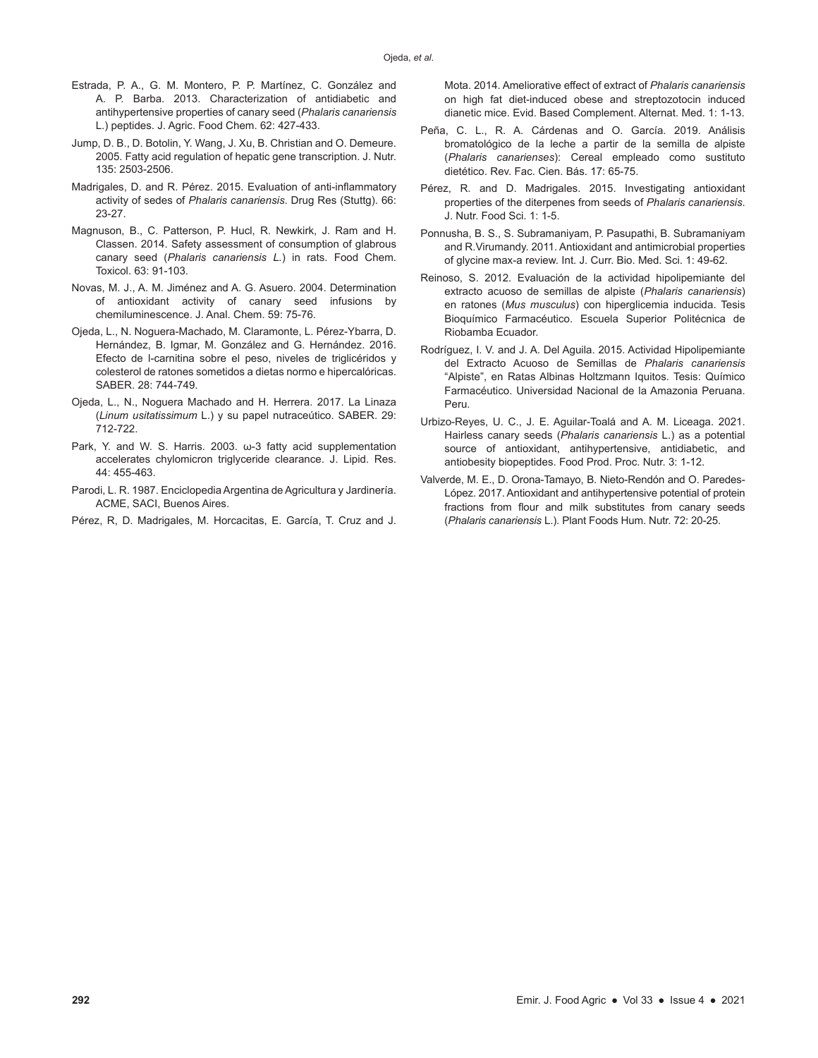Estrada, P. A., G. M. Montero, P. P. Martínez, C. González and A. P. Barba. 2013. Characterization of antidiabetic and antihypertensive properties of canary seed (*Phalaris canariensis* L.) peptides. J. Agric. Food Chem. 62: 427-433.

Jump, D. B., D. Botolin, Y. Wang, J. Xu, B. Christian and O. Demeure. 2005. Fatty acid regulation of hepatic gene transcription. J. Nutr. 135: 2503-2506.

Madrigales, D. and R. Pérez. 2015. Evaluation of anti-inflammatory activity of sedes of *Phalaris canariensis*. Drug Res (Stuttg). 66: 23-27.

Magnuson, B., C. Patterson, P. Hucl, R. Newkirk, J. Ram and H. Classen. 2014. Safety assessment of consumption of glabrous canary seed (*Phalaris canariensis L.*) in rats. Food Chem. Toxicol. 63: 91-103.

Novas, M. J., A. M. Jiménez and A. G. Asuero. 2004. Determination of antioxidant activity of canary seed infusions by chemiluminescence. J. Anal. Chem. 59: 75-76.

Ojeda, L., N. Noguera-Machado, M. Claramonte, L. Pérez-Ybarra, D. Hernández, B. Igmar, M. González and G. Hernández. 2016. Efecto de l-carnitina sobre el peso, niveles de triglicéridos y colesterol de ratones sometidos a dietas normo e hipercalóricas. SABER. 28: 744-749.

Ojeda, L., N., Noguera Machado and H. Herrera. 2017. La Linaza (*Linum usitatissimum* L.) y su papel nutraceútico. SABER. 29: 712-722.

Park, Y. and W. S. Harris. 2003. ω-3 fatty acid supplementation accelerates chylomicron triglyceride clearance. J. Lipid. Res. 44: 455-463.

Parodi, L. R. 1987. Enciclopedia Argentina de Agricultura y Jardinería. ACME, SACI, Buenos Aires.

Pérez, R, D. Madrigales, M. Horcacitas, E. García, T. Cruz and J. Mota. 2014. Ameliorative effect of extract of *Phalaris canariensis* on high fat diet-induced obese and streptozotocin induced dianetic mice. Evid. Based Complement. Alternat. Med. 1: 1-13.

Peña, C. L., R. A. Cárdenas and O. García. 2019. Análisis bromatológico de la leche a partir de la semilla de alpiste (*Phalaris canarienses*): Cereal empleado como sustituto dietético. Rev. Fac. Cien. Bás. 17: 65-75.

Pérez, R. and D. Madrigales. 2015. Investigating antioxidant properties of the diterpenes from seeds of *Phalaris canariensis*. J. Nutr. Food Sci. 1: 1-5.

Ponnusha, B. S., S. Subramaniyam, P. Pasupathi, B. Subramaniyam and R.Virumandy. 2011. Antioxidant and antimicrobial properties of glycine max-a review. Int. J. Curr. Bio. Med. Sci. 1: 49-62.

Reinoso, S. 2012. Evaluación de la actividad hipolipemiante del extracto acuoso de semillas de alpiste (*Phalaris canariensis*) en ratones (*Mus musculus*) con hiperglicemia inducida. Tesis Bioquímico Farmacéutico. Escuela Superior Politécnica de Riobamba Ecuador.

Rodríguez, I. V. and J. A. Del Aguila. 2015. Actividad Hipolipemiante del Extracto Acuoso de Semillas de *Phalaris canariensis* "Alpiste", en Ratas Albinas Holtzmann Iquitos. Tesis: Químico Farmacéutico. Universidad Nacional de la Amazonia Peruana. Peru.

Urbizo-Reyes, U. C., J. E. Aguilar-Toalá and A. M. Liceaga. 2021. Hairless canary seeds (*Phalaris canariensis* L.) as a potential source of antioxidant, antihypertensive, antidiabetic, and antiobesity biopeptides. Food Prod. Proc. Nutr. 3: 1-12.

Valverde, M. E., D. Orona-Tamayo, B. Nieto-Rendón and O. Paredes-López. 2017. Antioxidant and antihypertensive potential of protein fractions from flour and milk substitutes from canary seeds (*Phalaris canariensis* L.). Plant Foods Hum. Nutr. 72: 20-25.